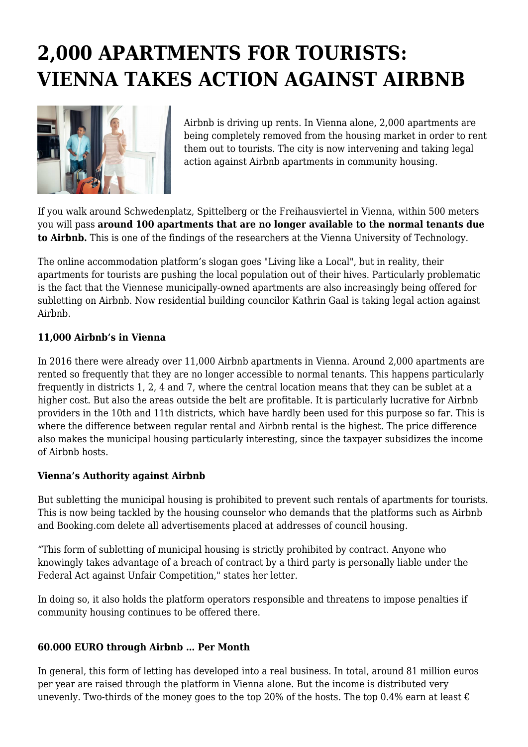# 2,000 APARTMENTS FOR TOURISTS: VIENNA TAKES ACTION AGAINST AIRBNB

Airbnb is driving up rents. In Vienna alone, 2,000 apartments are being completely removed from the housing market in order to rent them out to tourists. The city is now intervening and taking legal action against Airbnb apartments in community housing.

If you walk around Schwedenplatz, Spittelberg or the Freihausviertel in Vienna, within 500 meters you will pass **around 100 apartments that are no longer available to the normal tenants due to Airbnb.** This is one of the findings of the researchers at the Vienna University of Technology.

The online accommodation platform's slogan goes "Living like a Local", but in reality, their apartments for tourists are pushing the local population out of their hives. Particularly problematic is the fact that the Viennese municipally-owned apartments are also increasingly being offered for subletting on Airbnb. Now residential building councilor Kathrin Gaal is taking legal action against Airbnb.

### 11,000 Airbnb's in Vienna

In 2016 there were already over 11,000 Airbnb apartments in Vienna. Around 2,000 apartments are rented so frequently that they are no longer accessible to normal tenants. This happens particularly frequently in districts 1, 2, 4 and 7, where the central location means that they can be sublet at a higher cost. But also the areas outside the belt are profitable. It is particularly lucrative for Airbnb providers in the 10th and 11th districts, which have hardly been used for this purpose so far. This is where the difference between regular rental and Airbnb rental is the highest. The price difference also makes the municipal housing particularly interesting, since the taxpayer subsidizes the income of Airbnb hosts.

### Vienna's Authority against Airbnb

But subletting the municipal housing is prohibited to prevent such rentals of apartments for tourists. This is now being tackled by the housing counselor who demands that the platforms such as Airbnb and Booking.com delete all advertisements placed at addresses of council housing.

"This form of subletting of municipal housing is strictly prohibited by contract. Anyone who knowingly takes advantage of a breach of contract by a third party is personally liable under the Federal Act against Unfair Competition," states her letter.

In doing so, it also holds the platform operators responsible and threatens to impose penalties if community housing continues to be offered there.

### 60.000 EURO through Airbnb ... Per Month

In general, this form of letting has developed into a real business. In total, around 81 million euros per year are raised through the platform in Vienna alone. But the income is distributed very unevenly. Two-thirds of the money goes to the top 20% of the hosts. The top 0.4% earn at least €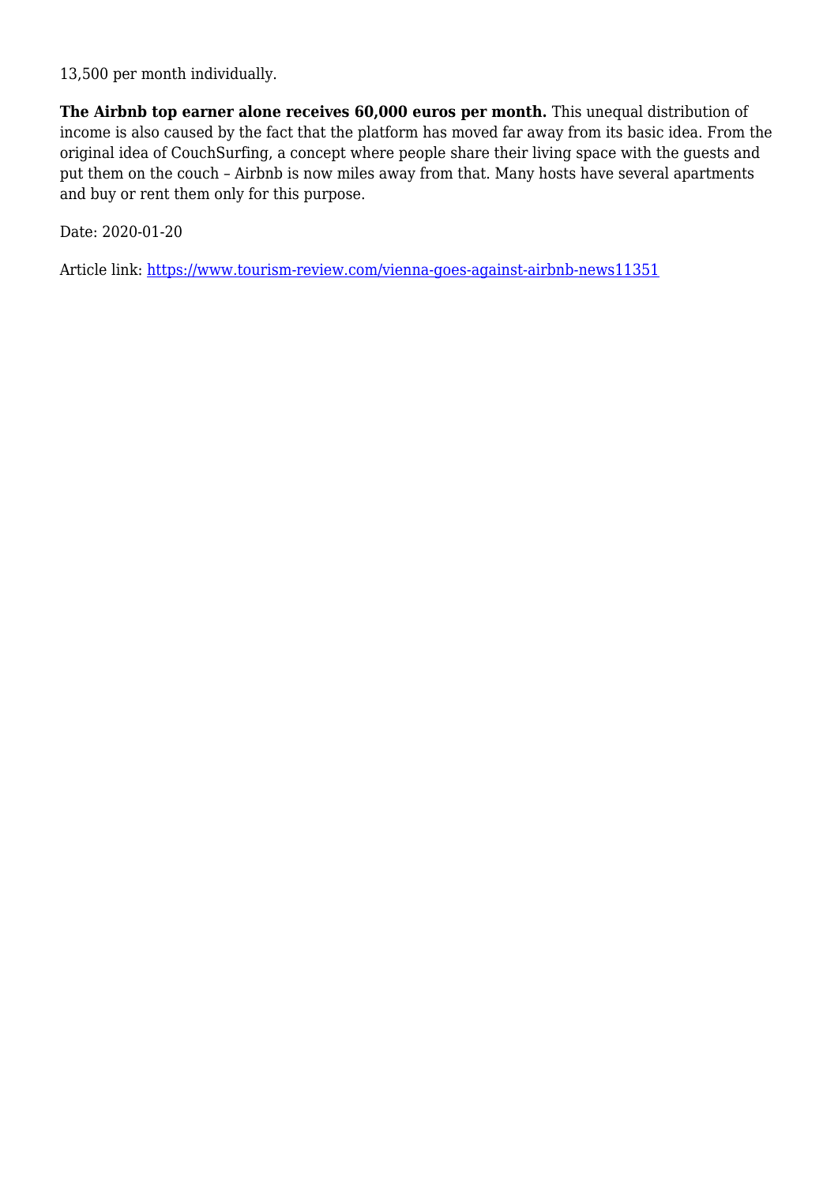13,500 per month individually.

**The Airbnb top earner alone receives 60,000 euros per month.** This unequal distribution of income is also caused by the fact that the platform has moved far away from its basic idea. From the original idea of CouchSurfing, a concept where people share their living space with the guests and put them on the couch – Airbnb is now miles away from that. Many hosts have several apartments and buy or rent them only for this purpose.

Date: 2020-01-20

Article link: [https://www.tourism-review.com/vienna-goes-against-airbnb-news11351](https://www.tourism-review.com/vienna-goes-against-airbnb-news11351)